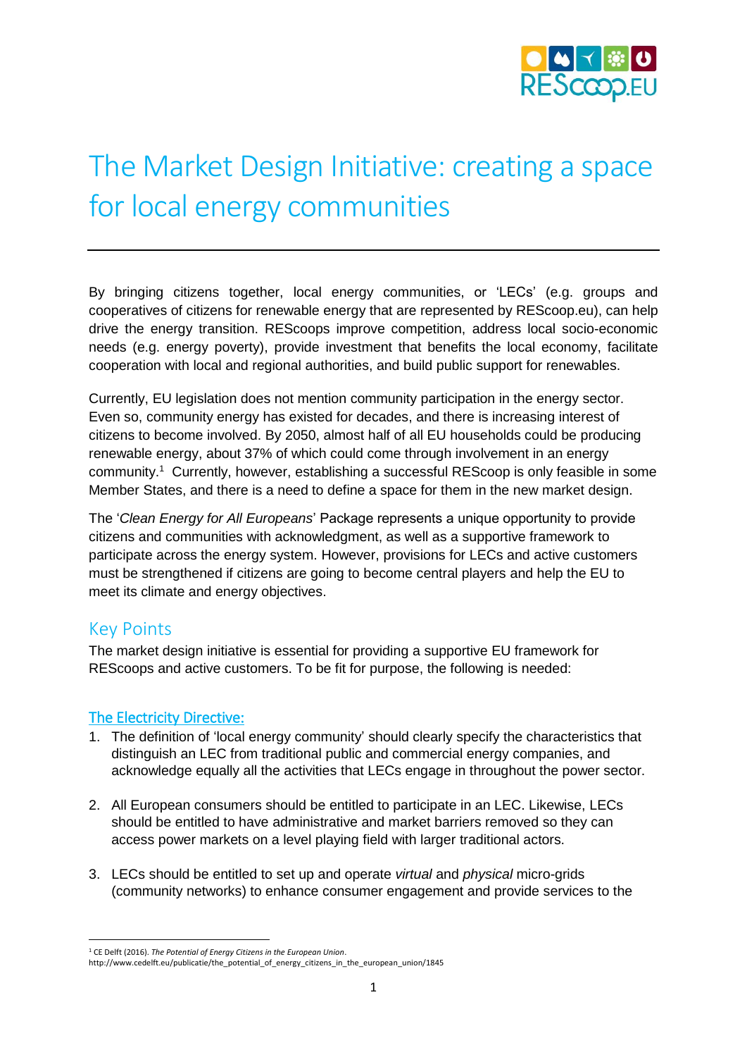# The Market Design Initiative: creating a space for local energy communities

By bringing citizens together, local energy communities, or 'LECs' (e.g. groups and cooperatives of citizens for renewable energy that are represented by REScoop.eu), can help drive the energy transition. REScoops improve competition, address local socio-economic needs (e.g. energy poverty), provide investment that benefits the local economy, facilitate cooperation with local and regional authorities, and build public support for renewables.

Currently, EU legislation does not mention community participation in the energy sector. Even so, community energy has existed for decades, and there is increasing interest of citizens to become involved. By 2050, almost half of all EU households could be producing renewable energy, about 37% of which could come through involvement in an energy community.[1] Currently, however, establishing a successful REScoop is only feasible in some Member States, and there is a need to define a space for them in the new market design.

The '*Clean Energy for All Europeans*' Package represents a unique opportunity to provide citizens and communities with acknowledgment, as well as a supportive framework to participate across the energy system. However, provisions for LECs and active customers must be strengthened if citizens are going to become central players and help the EU to meet its climate and energy objectives.

## Key Points

The market design initiative is essential for providing a supportive EU framework for REScoops and active customers. To be fit for purpose, the following is needed:

### The Electricity Directive:

1. The definition of 'local energy community' should clearly specify the characteristics that distinguish an LEC from traditional public and commercial energy companies, and acknowledge equally all the activities that LECs engage in throughout the power sector.

2. All European consumers should be entitled to participate in an LEC. Likewise, LECs should be entitled to have administrative and market barriers removed so they can access power markets on a level playing field with larger traditional actors.

3. LECs should be entitled to set up and operate *virtual* and *physical* micro-grids (community networks) to enhance consumer engagement and provide services to the

---

[1] CE Delft (2016). *The Potential of Energy Citizens in the European Union*. http://www.cedelft.eu/publicatie/the_potential_of_energy_citizens_in_the_european_union/1845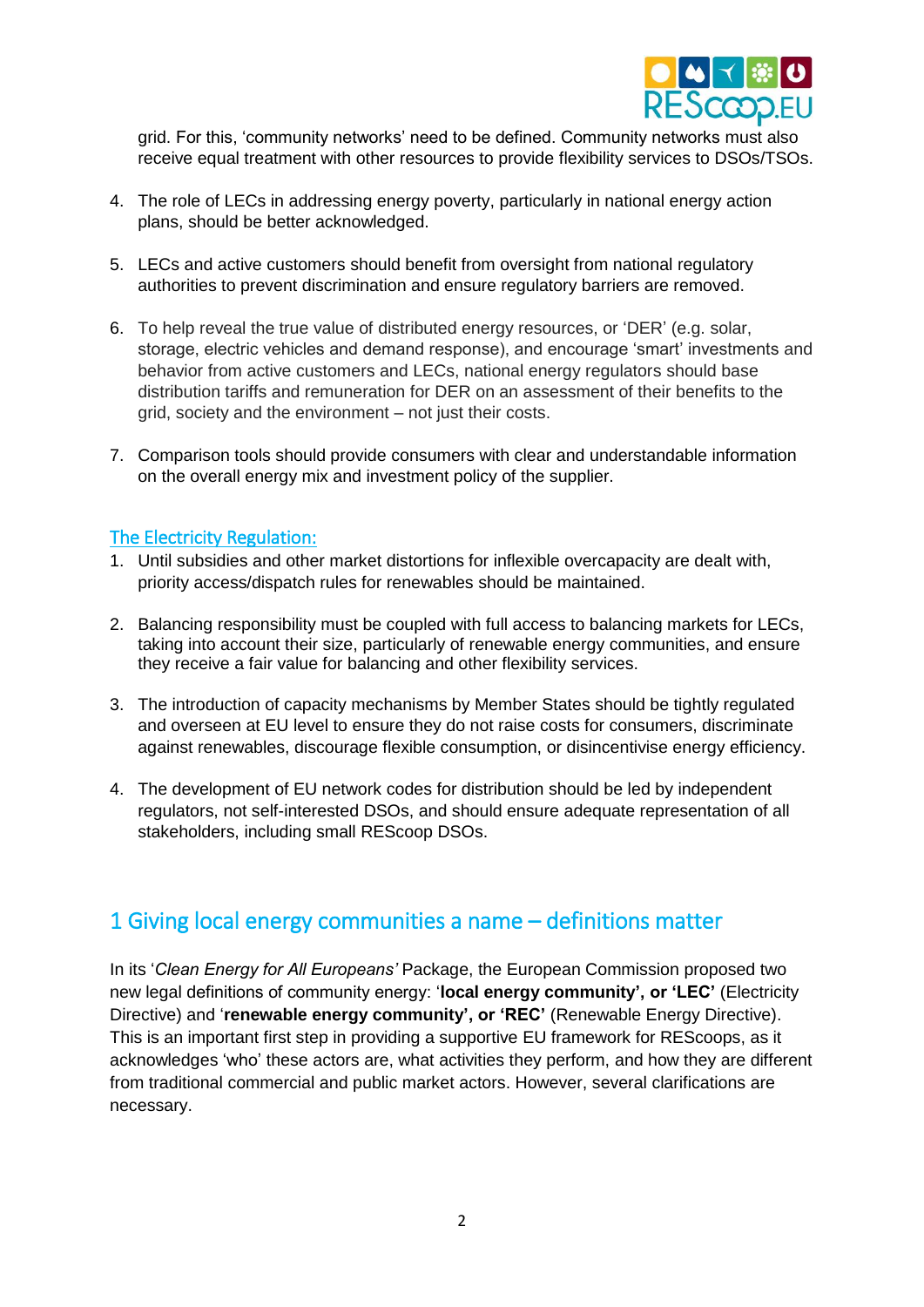grid. For this, 'community networks' need to be defined. Community networks must also receive equal treatment with other resources to provide flexibility services to DSOs/TSOs.

4. The role of LECs in addressing energy poverty, particularly in national energy action plans, should be better acknowledged.

5. LECs and active customers should benefit from oversight from national regulatory authorities to prevent discrimination and ensure regulatory barriers are removed.

6. To help reveal the true value of distributed energy resources, or 'DER' (e.g. solar, storage, electric vehicles and demand response), and encourage 'smart' investments and behavior from active customers and LECs, national energy regulators should base distribution tariffs and remuneration for DER on an assessment of their benefits to the grid, society and the environment – not just their costs.

7. Comparison tools should provide consumers with clear and understandable information on the overall energy mix and investment policy of the supplier.

### The Electricity Regulation:

1. Until subsidies and other market distortions for inflexible overcapacity are dealt with, priority access/dispatch rules for renewables should be maintained.

2. Balancing responsibility must be coupled with full access to balancing markets for LECs, taking into account their size, particularly of renewable energy communities, and ensure they receive a fair value for balancing and other flexibility services.

3. The introduction of capacity mechanisms by Member States should be tightly regulated and overseen at EU level to ensure they do not raise costs for consumers, discriminate against renewables, discourage flexible consumption, or disincentivise energy efficiency.

4. The development of EU network codes for distribution should be led by independent regulators, not self-interested DSOs, and should ensure adequate representation of all stakeholders, including small REScoop DSOs.

## 1 Giving local energy communities a name – definitions matter

In its '*Clean Energy for All Europeans'* Package, the European Commission proposed two new legal definitions of community energy: '**local energy community', or 'LEC'** (Electricity Directive) and '**renewable energy community', or 'REC'** (Renewable Energy Directive). This is an important first step in providing a supportive EU framework for REScoops, as it acknowledges 'who' these actors are, what activities they perform, and how they are different from traditional commercial and public market actors. However, several clarifications are necessary.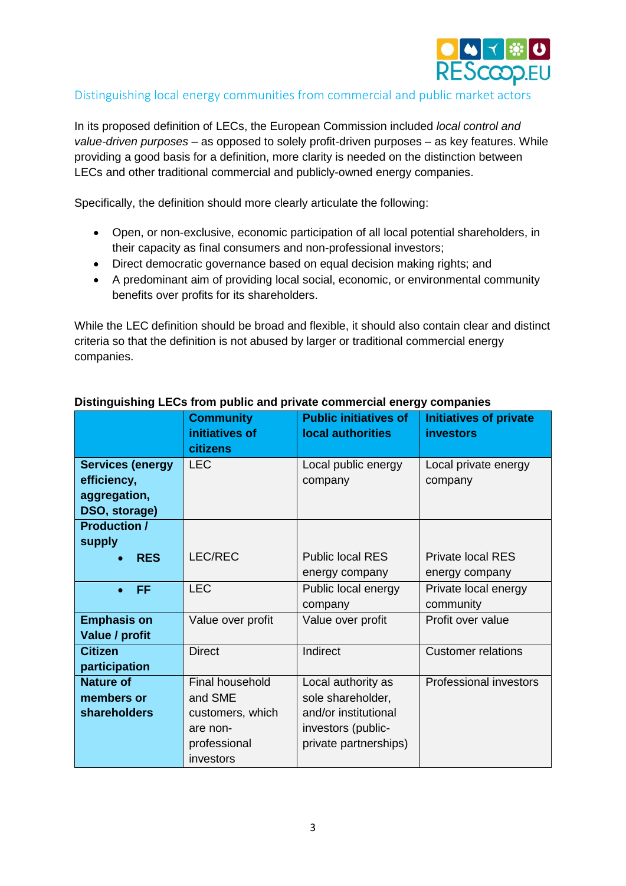## Distinguishing local energy communities from commercial and public market actors

In its proposed definition of LECs, the European Commission included *local control and value-driven purposes* – as opposed to solely profit-driven purposes – as key features. While providing a good basis for a definition, more clarity is needed on the distinction between LECs and other traditional commercial and publicly-owned energy companies.

Specifically, the definition should more clearly articulate the following:

- Open, or non-exclusive, economic participation of all local potential shareholders, in their capacity as final consumers and non-professional investors;
- Direct democratic governance based on equal decision making rights; and
- A predominant aim of providing local social, economic, or environmental community benefits over profits for its shareholders.

While the LEC definition should be broad and flexible, it should also contain clear and distinct criteria so that the definition is not abused by larger or traditional commercial energy companies.

**Distinguishing LECs from public and private commercial energy companies**

| | **Community initiatives of citizens** | **Public initiatives of local authorities** | **Initiatives of private investors** |
|---|---|---|---|
| **Services (energy efficiency, aggregation, DSO, storage)** | LEC | Local public energy company | Local private energy company |
| **Production / supply** • **RES** | LEC/REC | Public local RES energy company | Private local RES energy company |
| • **FF** | LEC | Public local energy company | Private local energy community |
| **Emphasis on Value / profit** | Value over profit | Value over profit | Profit over value |
| **Citizen participation** | Direct | Indirect | Customer relations |
| **Nature of members or shareholders** | Final household and SME customers, which are non-professional investors | Local authority as sole shareholder, and/or institutional investors (public-private partnerships) | Professional investors |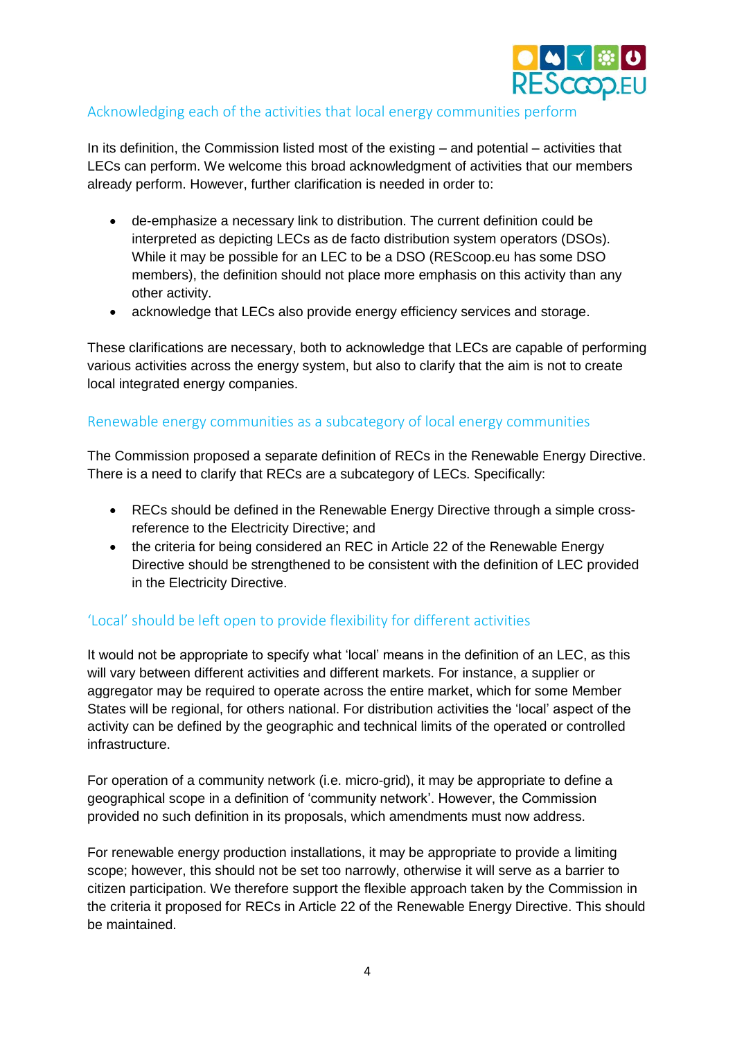## Acknowledging each of the activities that local energy communities perform

In its definition, the Commission listed most of the existing – and potential – activities that LECs can perform. We welcome this broad acknowledgment of activities that our members already perform. However, further clarification is needed in order to:

- de-emphasize a necessary link to distribution. The current definition could be interpreted as depicting LECs as de facto distribution system operators (DSOs). While it may be possible for an LEC to be a DSO (REScoop.eu has some DSO members), the definition should not place more emphasis on this activity than any other activity.
- acknowledge that LECs also provide energy efficiency services and storage.

These clarifications are necessary, both to acknowledge that LECs are capable of performing various activities across the energy system, but also to clarify that the aim is not to create local integrated energy companies.

## Renewable energy communities as a subcategory of local energy communities

The Commission proposed a separate definition of RECs in the Renewable Energy Directive. There is a need to clarify that RECs are a subcategory of LECs. Specifically:

- RECs should be defined in the Renewable Energy Directive through a simple cross-reference to the Electricity Directive; and
- the criteria for being considered an REC in Article 22 of the Renewable Energy Directive should be strengthened to be consistent with the definition of LEC provided in the Electricity Directive.

## 'Local' should be left open to provide flexibility for different activities

It would not be appropriate to specify what 'local' means in the definition of an LEC, as this will vary between different activities and different markets. For instance, a supplier or aggregator may be required to operate across the entire market, which for some Member States will be regional, for others national. For distribution activities the 'local' aspect of the activity can be defined by the geographic and technical limits of the operated or controlled infrastructure.

For operation of a community network (i.e. micro-grid), it may be appropriate to define a geographical scope in a definition of 'community network'. However, the Commission provided no such definition in its proposals, which amendments must now address.

For renewable energy production installations, it may be appropriate to provide a limiting scope; however, this should not be set too narrowly, otherwise it will serve as a barrier to citizen participation. We therefore support the flexible approach taken by the Commission in the criteria it proposed for RECs in Article 22 of the Renewable Energy Directive. This should be maintained.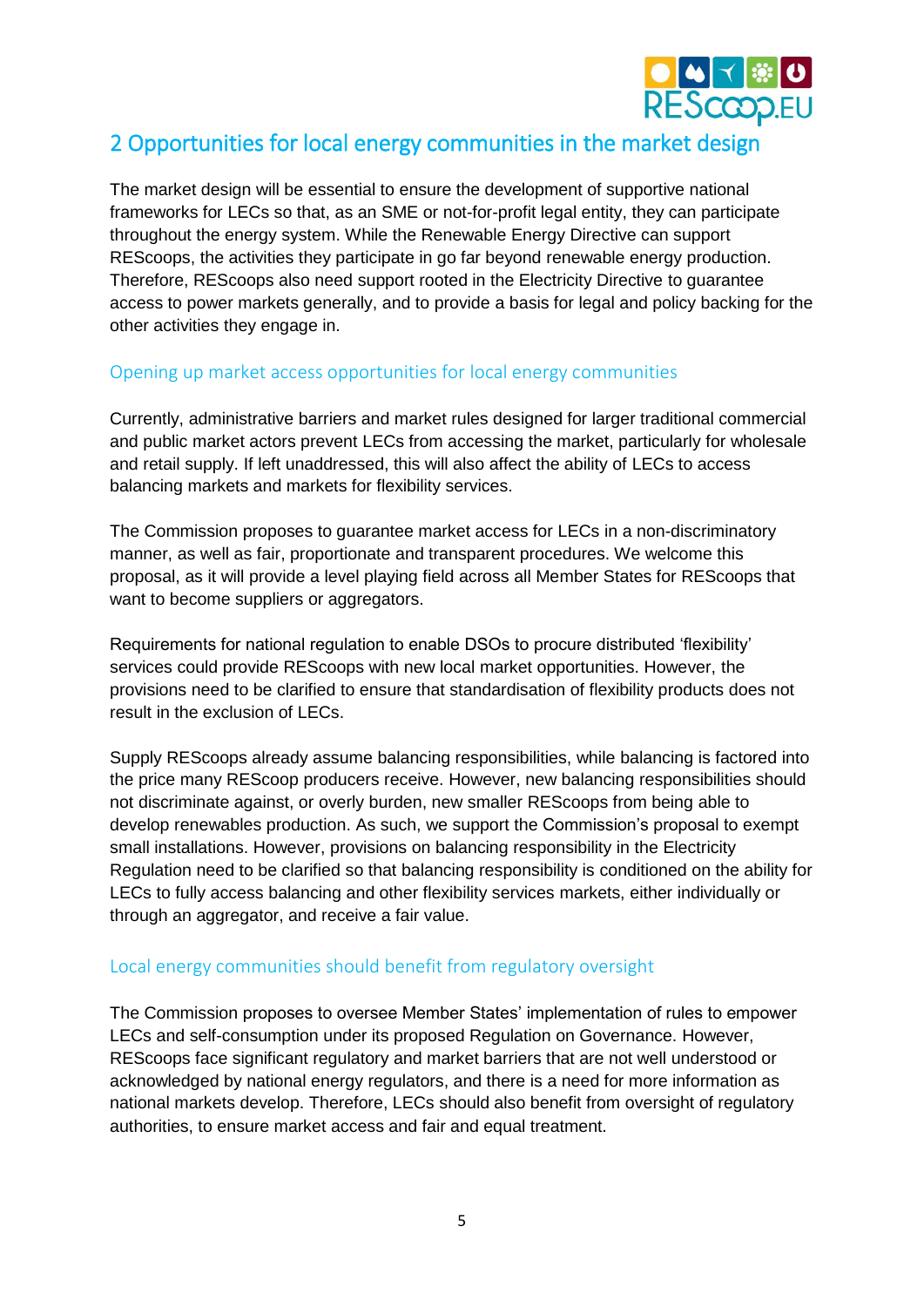## 2 Opportunities for local energy communities in the market design

The market design will be essential to ensure the development of supportive national frameworks for LECs so that, as an SME or not-for-profit legal entity, they can participate throughout the energy system. While the Renewable Energy Directive can support REScoops, the activities they participate in go far beyond renewable energy production. Therefore, REScoops also need support rooted in the Electricity Directive to guarantee access to power markets generally, and to provide a basis for legal and policy backing for the other activities they engage in.

### Opening up market access opportunities for local energy communities

Currently, administrative barriers and market rules designed for larger traditional commercial and public market actors prevent LECs from accessing the market, particularly for wholesale and retail supply. If left unaddressed, this will also affect the ability of LECs to access balancing markets and markets for flexibility services.

The Commission proposes to guarantee market access for LECs in a non-discriminatory manner, as well as fair, proportionate and transparent procedures. We welcome this proposal, as it will provide a level playing field across all Member States for REScoops that want to become suppliers or aggregators.

Requirements for national regulation to enable DSOs to procure distributed 'flexibility' services could provide REScoops with new local market opportunities. However, the provisions need to be clarified to ensure that standardisation of flexibility products does not result in the exclusion of LECs.

Supply REScoops already assume balancing responsibilities, while balancing is factored into the price many REScoop producers receive. However, new balancing responsibilities should not discriminate against, or overly burden, new smaller REScoops from being able to develop renewables production. As such, we support the Commission's proposal to exempt small installations. However, provisions on balancing responsibility in the Electricity Regulation need to be clarified so that balancing responsibility is conditioned on the ability for LECs to fully access balancing and other flexibility services markets, either individually or through an aggregator, and receive a fair value.

### Local energy communities should benefit from regulatory oversight

The Commission proposes to oversee Member States' implementation of rules to empower LECs and self-consumption under its proposed Regulation on Governance. However, REScoops face significant regulatory and market barriers that are not well understood or acknowledged by national energy regulators, and there is a need for more information as national markets develop. Therefore, LECs should also benefit from oversight of regulatory authorities, to ensure market access and fair and equal treatment.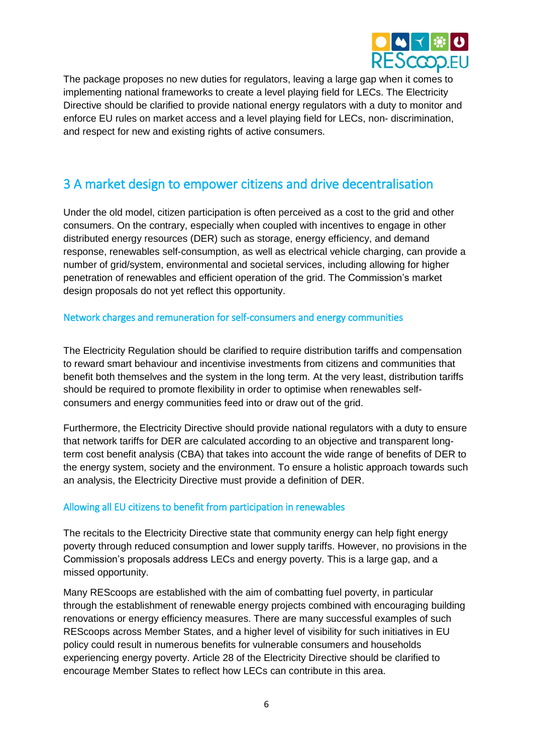The package proposes no new duties for regulators, leaving a large gap when it comes to implementing national frameworks to create a level playing field for LECs. The Electricity Directive should be clarified to provide national energy regulators with a duty to monitor and enforce EU rules on market access and a level playing field for LECs, non- discrimination, and respect for new and existing rights of active consumers.

## 3 A market design to empower citizens and drive decentralisation

Under the old model, citizen participation is often perceived as a cost to the grid and other consumers. On the contrary, especially when coupled with incentives to engage in other distributed energy resources (DER) such as storage, energy efficiency, and demand response, renewables self-consumption, as well as electrical vehicle charging, can provide a number of grid/system, environmental and societal services, including allowing for higher penetration of renewables and efficient operation of the grid. The Commission's market design proposals do not yet reflect this opportunity.

### Network charges and remuneration for self-consumers and energy communities

The Electricity Regulation should be clarified to require distribution tariffs and compensation to reward smart behaviour and incentivise investments from citizens and communities that benefit both themselves and the system in the long term. At the very least, distribution tariffs should be required to promote flexibility in order to optimise when renewables self-consumers and energy communities feed into or draw out of the grid.

Furthermore, the Electricity Directive should provide national regulators with a duty to ensure that network tariffs for DER are calculated according to an objective and transparent long-term cost benefit analysis (CBA) that takes into account the wide range of benefits of DER to the energy system, society and the environment. To ensure a holistic approach towards such an analysis, the Electricity Directive must provide a definition of DER.

### Allowing all EU citizens to benefit from participation in renewables

The recitals to the Electricity Directive state that community energy can help fight energy poverty through reduced consumption and lower supply tariffs. However, no provisions in the Commission's proposals address LECs and energy poverty. This is a large gap, and a missed opportunity.

Many REScoops are established with the aim of combatting fuel poverty, in particular through the establishment of renewable energy projects combined with encouraging building renovations or energy efficiency measures. There are many successful examples of such REScoops across Member States, and a higher level of visibility for such initiatives in EU policy could result in numerous benefits for vulnerable consumers and households experiencing energy poverty. Article 28 of the Electricity Directive should be clarified to encourage Member States to reflect how LECs can contribute in this area.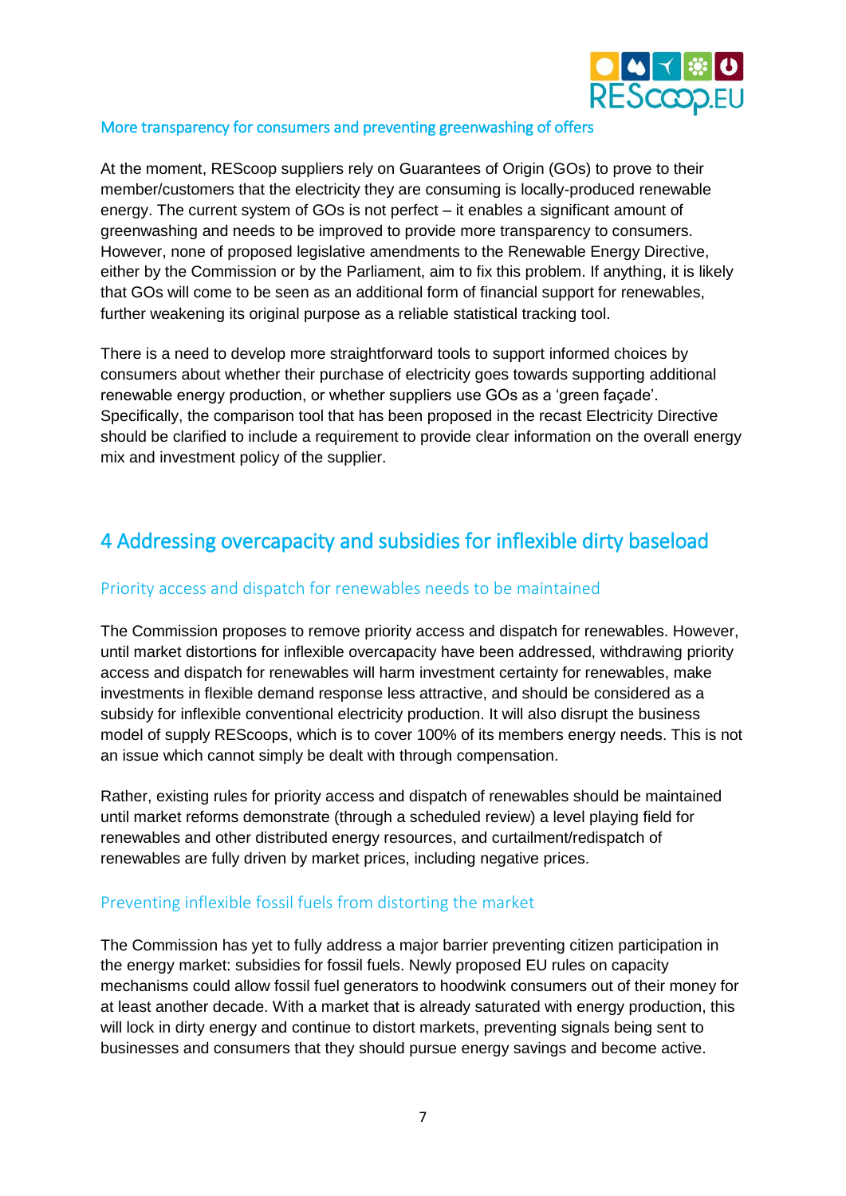### More transparency for consumers and preventing greenwashing of offers

At the moment, REScoop suppliers rely on Guarantees of Origin (GOs) to prove to their member/customers that the electricity they are consuming is locally-produced renewable energy. The current system of GOs is not perfect – it enables a significant amount of greenwashing and needs to be improved to provide more transparency to consumers. However, none of proposed legislative amendments to the Renewable Energy Directive, either by the Commission or by the Parliament, aim to fix this problem. If anything, it is likely that GOs will come to be seen as an additional form of financial support for renewables, further weakening its original purpose as a reliable statistical tracking tool.

There is a need to develop more straightforward tools to support informed choices by consumers about whether their purchase of electricity goes towards supporting additional renewable energy production, or whether suppliers use GOs as a 'green façade'. Specifically, the comparison tool that has been proposed in the recast Electricity Directive should be clarified to include a requirement to provide clear information on the overall energy mix and investment policy of the supplier.

## 4 Addressing overcapacity and subsidies for inflexible dirty baseload

### Priority access and dispatch for renewables needs to be maintained

The Commission proposes to remove priority access and dispatch for renewables. However, until market distortions for inflexible overcapacity have been addressed, withdrawing priority access and dispatch for renewables will harm investment certainty for renewables, make investments in flexible demand response less attractive, and should be considered as a subsidy for inflexible conventional electricity production. It will also disrupt the business model of supply REScoops, which is to cover 100% of its members energy needs. This is not an issue which cannot simply be dealt with through compensation.

Rather, existing rules for priority access and dispatch of renewables should be maintained until market reforms demonstrate (through a scheduled review) a level playing field for renewables and other distributed energy resources, and curtailment/redispatch of renewables are fully driven by market prices, including negative prices.

### Preventing inflexible fossil fuels from distorting the market

The Commission has yet to fully address a major barrier preventing citizen participation in the energy market: subsidies for fossil fuels. Newly proposed EU rules on capacity mechanisms could allow fossil fuel generators to hoodwink consumers out of their money for at least another decade. With a market that is already saturated with energy production, this will lock in dirty energy and continue to distort markets, preventing signals being sent to businesses and consumers that they should pursue energy savings and become active.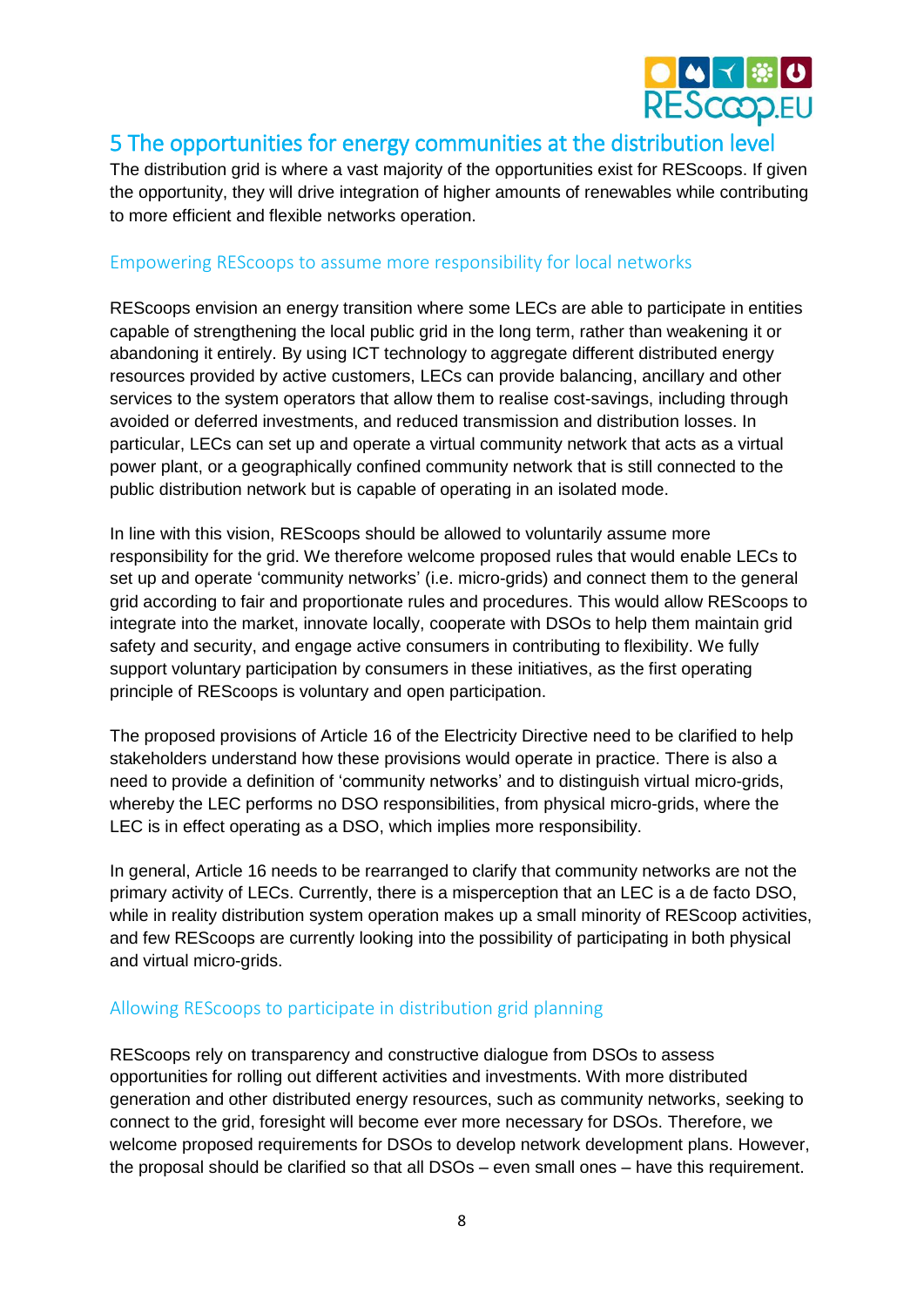# 5 The opportunities for energy communities at the distribution level

The distribution grid is where a vast majority of the opportunities exist for REScoops. If given the opportunity, they will drive integration of higher amounts of renewables while contributing to more efficient and flexible networks operation.

## Empowering REScoops to assume more responsibility for local networks

REScoops envision an energy transition where some LECs are able to participate in entities capable of strengthening the local public grid in the long term, rather than weakening it or abandoning it entirely. By using ICT technology to aggregate different distributed energy resources provided by active customers, LECs can provide balancing, ancillary and other services to the system operators that allow them to realise cost-savings, including through avoided or deferred investments, and reduced transmission and distribution losses. In particular, LECs can set up and operate a virtual community network that acts as a virtual power plant, or a geographically confined community network that is still connected to the public distribution network but is capable of operating in an isolated mode.

In line with this vision, REScoops should be allowed to voluntarily assume more responsibility for the grid. We therefore welcome proposed rules that would enable LECs to set up and operate 'community networks' (i.e. micro-grids) and connect them to the general grid according to fair and proportionate rules and procedures. This would allow REScoops to integrate into the market, innovate locally, cooperate with DSOs to help them maintain grid safety and security, and engage active consumers in contributing to flexibility. We fully support voluntary participation by consumers in these initiatives, as the first operating principle of REScoops is voluntary and open participation.

The proposed provisions of Article 16 of the Electricity Directive need to be clarified to help stakeholders understand how these provisions would operate in practice. There is also a need to provide a definition of 'community networks' and to distinguish virtual micro-grids, whereby the LEC performs no DSO responsibilities, from physical micro-grids, where the LEC is in effect operating as a DSO, which implies more responsibility.

In general, Article 16 needs to be rearranged to clarify that community networks are not the primary activity of LECs. Currently, there is a misperception that an LEC is a de facto DSO, while in reality distribution system operation makes up a small minority of REScoop activities, and few REScoops are currently looking into the possibility of participating in both physical and virtual micro-grids.

## Allowing REScoops to participate in distribution grid planning

REScoops rely on transparency and constructive dialogue from DSOs to assess opportunities for rolling out different activities and investments. With more distributed generation and other distributed energy resources, such as community networks, seeking to connect to the grid, foresight will become ever more necessary for DSOs. Therefore, we welcome proposed requirements for DSOs to develop network development plans. However, the proposal should be clarified so that all DSOs – even small ones – have this requirement.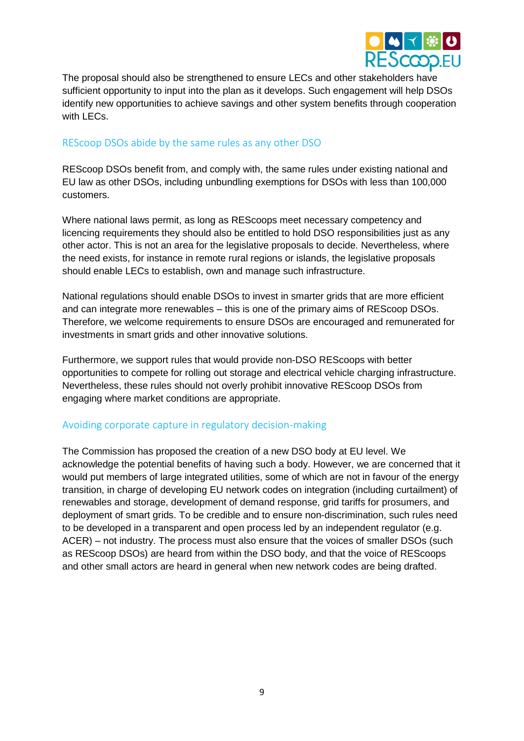The proposal should also be strengthened to ensure LECs and other stakeholders have sufficient opportunity to input into the plan as it develops. Such engagement will help DSOs identify new opportunities to achieve savings and other system benefits through cooperation with LECs.

## REScoop DSOs abide by the same rules as any other DSO

REScoop DSOs benefit from, and comply with, the same rules under existing national and EU law as other DSOs, including unbundling exemptions for DSOs with less than 100,000 customers.

Where national laws permit, as long as REScoops meet necessary competency and licencing requirements they should also be entitled to hold DSO responsibilities just as any other actor. This is not an area for the legislative proposals to decide. Nevertheless, where the need exists, for instance in remote rural regions or islands, the legislative proposals should enable LECs to establish, own and manage such infrastructure.

National regulations should enable DSOs to invest in smarter grids that are more efficient and can integrate more renewables – this is one of the primary aims of REScoop DSOs. Therefore, we welcome requirements to ensure DSOs are encouraged and remunerated for investments in smart grids and other innovative solutions.

Furthermore, we support rules that would provide non-DSO REScoops with better opportunities to compete for rolling out storage and electrical vehicle charging infrastructure. Nevertheless, these rules should not overly prohibit innovative REScoop DSOs from engaging where market conditions are appropriate.

## Avoiding corporate capture in regulatory decision-making

The Commission has proposed the creation of a new DSO body at EU level. We acknowledge the potential benefits of having such a body. However, we are concerned that it would put members of large integrated utilities, some of which are not in favour of the energy transition, in charge of developing EU network codes on integration (including curtailment) of renewables and storage, development of demand response, grid tariffs for prosumers, and deployment of smart grids. To be credible and to ensure non-discrimination, such rules need to be developed in a transparent and open process led by an independent regulator (e.g. ACER) – not industry. The process must also ensure that the voices of smaller DSOs (such as REScoop DSOs) are heard from within the DSO body, and that the voice of REScoops and other small actors are heard in general when new network codes are being drafted.